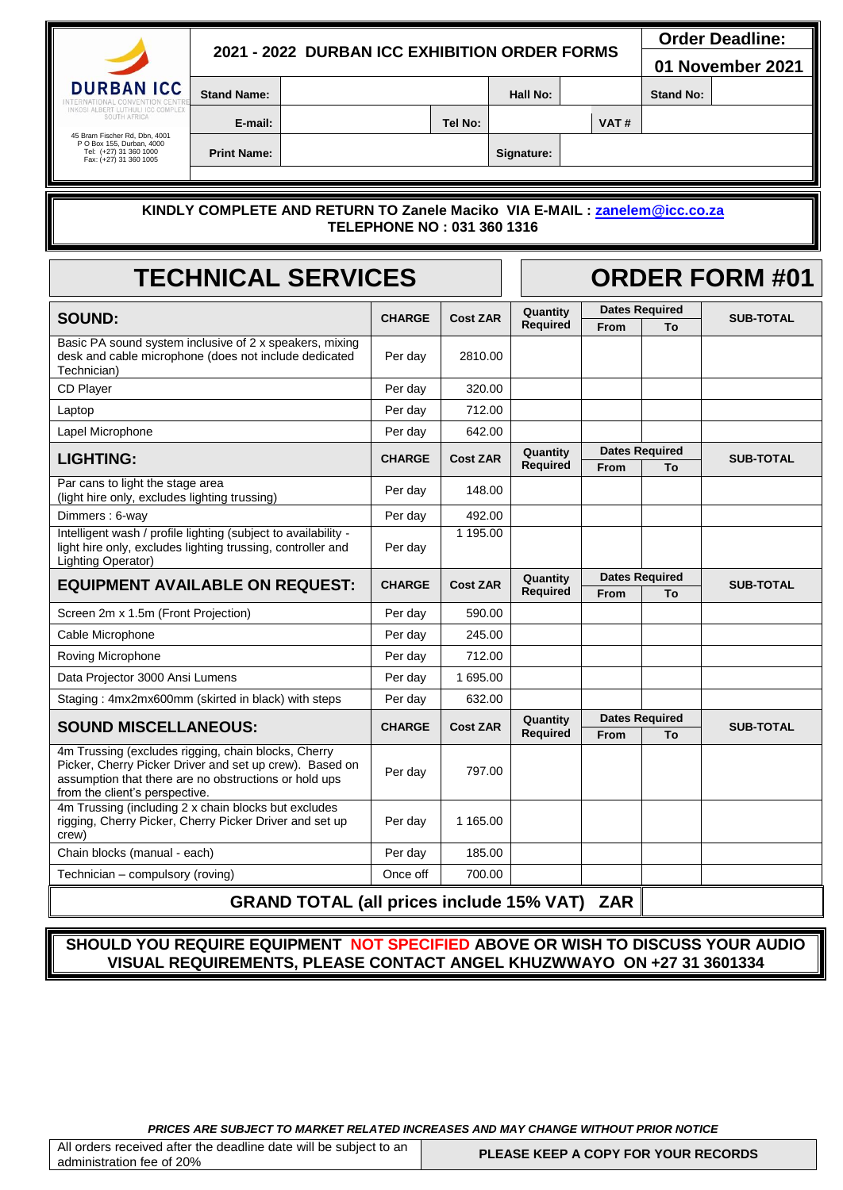DURBAN ICC
INTERNATIONAL CONVENTION CENTRE
INKOSI ALBERT LUTHULI ICC COMPLEX
SOUTH AFRICA

45 Bram Fischer Rd, Dbn, 4001
P O Box 155, Durban, 4000
Tel: (+27) 31 360 1000
Fax: (+27) 31 360 1005

# 2021 - 2022 DURBAN ICC EXHIBITION ORDER FORMS

**Order Deadline:** 01 November 2021

| Stand Name: | | Hall No: | | Stand No: | |
|---|---|---|---|---|---|
| E-mail: | | Tel No: | | VAT # | |
| Print Name: | | Signature: | | | |

**KINDLY COMPLETE AND RETURN TO Zanele Maciko VIA E-MAIL : zanelem@icc.co.za**
**TELEPHONE NO : 031 360 1316**

# TECHNICAL SERVICES

# ORDER FORM #01

| SOUND: | CHARGE | Cost ZAR | Quantity Required | Dates Required | | SUB-TOTAL |
|---|---|---|---|---|---|---|
| | | | | From | To | |
| Basic PA sound system inclusive of 2 x speakers, mixing desk and cable microphone (does not include dedicated Technician) | Per day | 2810.00 | | | | |
| CD Player | Per day | 320.00 | | | | |
| Laptop | Per day | 712.00 | | | | |
| Lapel Microphone | Per day | 642.00 | | | | |
| **LIGHTING:** | **CHARGE** | **Cost ZAR** | **Quantity Required** | **From** | **To** | **SUB-TOTAL** |
| Par cans to light the stage area (light hire only, excludes lighting trussing) | Per day | 148.00 | | | | |
| Dimmers : 6-way | Per day | 492.00 | | | | |
| Intelligent wash / profile lighting (subject to availability - light hire only, excludes lighting trussing, controller and Lighting Operator) | Per day | 1 195.00 | | | | |
| **EQUIPMENT AVAILABLE ON REQUEST:** | **CHARGE** | **Cost ZAR** | **Quantity Required** | **From** | **To** | **SUB-TOTAL** |
| Screen 2m x 1.5m (Front Projection) | Per day | 590.00 | | | | |
| Cable Microphone | Per day | 245.00 | | | | |
| Roving Microphone | Per day | 712.00 | | | | |
| Data Projector 3000 Ansi Lumens | Per day | 1 695.00 | | | | |
| Staging : 4mx2mx600mm (skirted in black) with steps | Per day | 632.00 | | | | |
| **SOUND MISCELLANEOUS:** | **CHARGE** | **Cost ZAR** | **Quantity Required** | **From** | **To** | **SUB-TOTAL** |
| 4m Trussing (excludes rigging, chain blocks, Cherry Picker, Cherry Picker Driver and set up crew). Based on assumption that there are no obstructions or hold ups from the client's perspective. | Per day | 797.00 | | | | |
| 4m Trussing (including 2 x chain blocks but excludes rigging, Cherry Picker, Cherry Picker Driver and set up crew) | Per day | 1 165.00 | | | | |
| Chain blocks (manual - each) | Per day | 185.00 | | | | |
| Technician – compulsory (roving) | Once off | 700.00 | | | | |

**GRAND TOTAL (all prices include 15% VAT) ZAR**

**SHOULD YOU REQUIRE EQUIPMENT NOT SPECIFIED ABOVE OR WISH TO DISCUSS YOUR AUDIO VISUAL REQUIREMENTS, PLEASE CONTACT ANGEL KHUZWWAYO ON +27 31 3601334**

***PRICES ARE SUBJECT TO MARKET RELATED INCREASES AND MAY CHANGE WITHOUT PRIOR NOTICE***

All orders received after the deadline date will be subject to an administration fee of 20%

**PLEASE KEEP A COPY FOR YOUR RECORDS**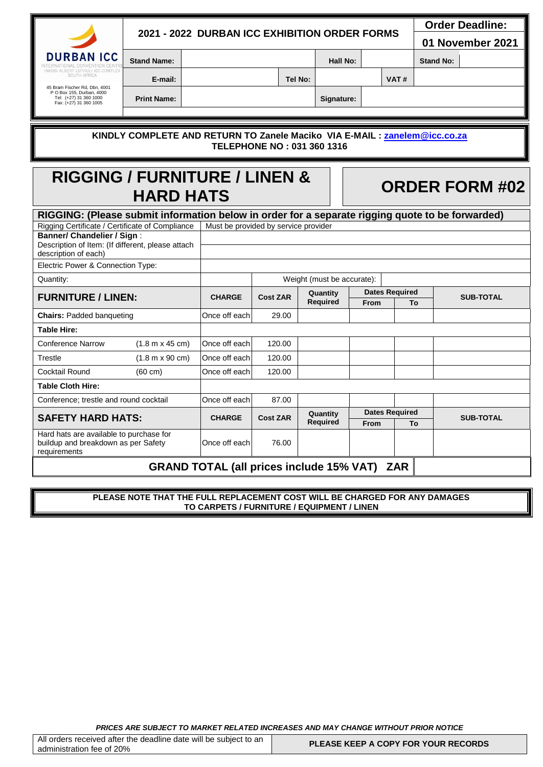| DURBAN ICC<br>INTERNATIONAL CONVENTION CENTRE<br>INKOSI ALBERT LUTHULI ICC COMPLEX<br>SOUTH AFRICA<br>45 Bram Fischer Rd, Dbn, 4001<br>P O Box 155, Durban, 4000<br>Tel: (+27) 31 360 1000<br>Fax: (+27) 31 360 1005 | **2021 - 2022 DURBAN ICC EXHIBITION ORDER FORMS** | | | | | | **Order Deadline:**<br>**01 November 2021** |
|---|---|---|---|---|---|---|---|
| | **Stand Name:** | | | **Hall No:** | | | **Stand No:** |
| | **E-mail:** | | **Tel No:** | | **VAT #** | | |
| | **Print Name:** | | | **Signature:** | | | |

**KINDLY COMPLETE AND RETURN TO Zanele Maciko VIA E-MAIL : zanelem@icc.co.za**
**TELEPHONE NO : 031 360 1316**

# RIGGING / FURNITURE / LINEN & HARD HATS

# ORDER FORM #02

| **RIGGING: (Please submit information below in order for a separate rigging quote to be forwarded)** | | | | | | | |
|---|---|---|---|---|---|---|---|
| Rigging Certificate / Certificate of Compliance | | Must be provided by service provider | | | | | |
| **Banner/ Chandelier / Sign** :<br>Description of Item: (If different, please attach description of each) | | | | | | | |
| Electric Power & Connection Type: | | | | | | | |
| Quantity: | | | Weight (must be accurate): | | | | |
| **FURNITURE / LINEN:** | | **CHARGE** | **Cost ZAR** | **Quantity Required** | **Dates Required** | | **SUB-TOTAL** |
| | | | | | **From** | **To** | |
| **Chairs:** Padded banqueting | | Once off each | 29.00 | | | | |
| **Table Hire:** | | | | | | | |
| Conference Narrow | (1.8 m x 45 cm) | Once off each | 120.00 | | | | |
| Trestle | (1.8 m x 90 cm) | Once off each | 120.00 | | | | |
| Cocktail Round | (60 cm) | Once off each | 120.00 | | | | |
| **Table Cloth Hire:** | | | | | | | |
| Conference; trestle and round cocktail | | Once off each | 87.00 | | | | |
| **SAFETY HARD HATS:** | | **CHARGE** | **Cost ZAR** | **Quantity Required** | **Dates Required** | | **SUB-TOTAL** |
| | | | | | **From** | **To** | |
| Hard hats are available to purchase for buildup and breakdown as per Safety requirements | | Once off each | 76.00 | | | | |
| **GRAND TOTAL (all prices include 15% VAT) ZAR** | | | | | | | |

**PLEASE NOTE THAT THE FULL REPLACEMENT COST WILL BE CHARGED FOR ANY DAMAGES TO CARPETS / FURNITURE / EQUIPMENT / LINEN**

***PRICES ARE SUBJECT TO MARKET RELATED INCREASES AND MAY CHANGE WITHOUT PRIOR NOTICE***

| All orders received after the deadline date will be subject to an administration fee of 20% | **PLEASE KEEP A COPY FOR YOUR RECORDS** |
|---|---|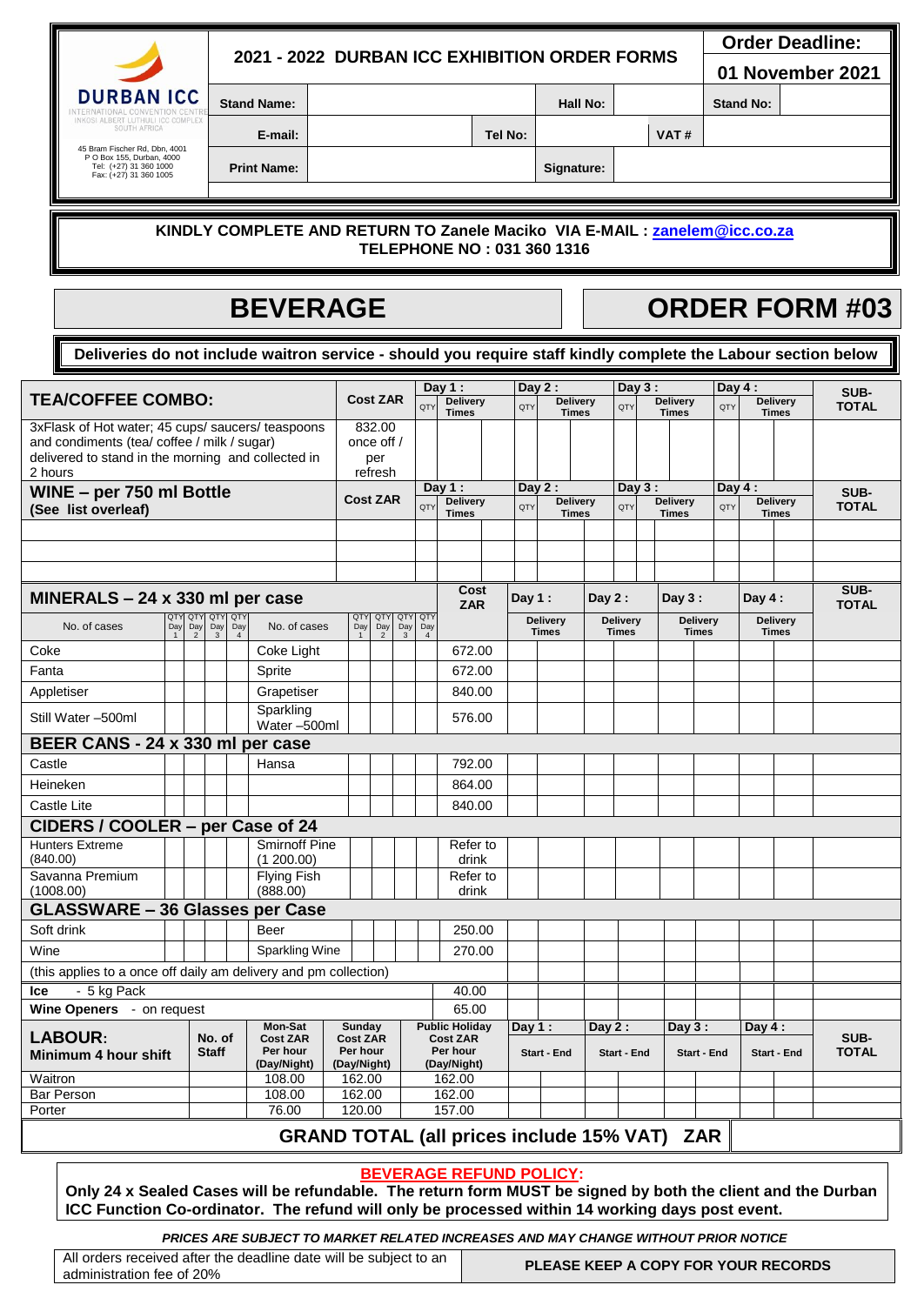| DURBAN ICC INTERNATIONAL CONVENTION CENTRE INKOSI ALBERT LUTHULI ICC COMPLEX SOUTH AFRICA 45 Bram Fischer Rd, Dbn, 4001 P O Box 155, Durban, 4000 Tel: (+27) 31 360 1000 Fax: (+27) 31 360 1005 | 2021 - 2022 DURBAN ICC EXHIBITION ORDER FORMS | | | | Order Deadline: 01 November 2021 |
|---|---|---|---|---|---|
| | Stand Name: | | Hall No: | | Stand No: |
| | E-mail: | | Tel No: | | VAT # |
| | Print Name: | | Signature: | | |

**KINDLY COMPLETE AND RETURN TO Zanele Maciko VIA E-MAIL : zanelem@icc.co.za**
**TELEPHONE NO : 031 360 1316**

# BEVERAGE

# ORDER FORM #03

**Deliveries do not include waitron service - should you require staff kindly complete the Labour section below**

| TEA/COFFEE COMBO: | Cost ZAR | Day 1: QTY | Day 1: Delivery Times | Day 2: QTY | Day 2: Delivery Times | Day 3: QTY | Day 3: Delivery Times | Day 4: QTY | Day 4: Delivery Times | SUB-TOTAL |
|---|---|---|---|---|---|---|---|---|---|---|
| 3xFlask of Hot water; 45 cups/ saucers/ teaspoons and condiments (tea/ coffee / milk / sugar) delivered to stand in the morning and collected in 2 hours | 832.00 once off / per refresh | | | | | | | | | |
| **WINE – per 750 ml Bottle (See list overleaf)** | **Cost ZAR** | **Day 1: QTY** | **Day 1: Delivery Times** | **Day 2: QTY** | **Day 2: Delivery Times** | **Day 3: QTY** | **Day 3: Delivery Times** | **Day 4: QTY** | **Day 4: Delivery Times** | **SUB-TOTAL** |
| | | | | | | | | | | |
| | | | | | | | | | | |
| | | | | | | | | | | |

| MINERALS – 24 x 330 ml per case | | | | | | | | | | Cost ZAR | Day 1: Delivery Times | Day 2: Delivery Times | Day 3: Delivery Times | Day 4: Delivery Times | SUB-TOTAL |
|---|---|---|---|---|---|---|---|---|---|---|---|---|---|---|---|
| No. of cases | QTY Day 1 | QTY Day 2 | QTY Day 3 | QTY Day 4 | No. of cases | QTY Day 1 | QTY Day 2 | QTY Day 3 | QTY Day 4 | | | | | | |
| Coke | | | | | Coke Light | | | | | 672.00 | | | | | |
| Fanta | | | | | Sprite | | | | | 672.00 | | | | | |
| Appletiser | | | | | Grapetiser | | | | | 840.00 | | | | | |
| Still Water –500ml | | | | | Sparkling Water –500ml | | | | | 576.00 | | | | | |
| **BEER CANS - 24 x 330 ml per case** | | | | | | | | | | | | | | | |
| Castle | | | | | Hansa | | | | | 792.00 | | | | | |
| Heineken | | | | | | | | | | 864.00 | | | | | |
| Castle Lite | | | | | | | | | | 840.00 | | | | | |
| **CIDERS / COOLER – per Case of 24** | | | | | | | | | | | | | | | |
| Hunters Extreme (840.00) | | | | | Smirnoff Pine (1 200.00) | | | | | Refer to drink | | | | | |
| Savanna Premium (1008.00) | | | | | Flying Fish (888.00) | | | | | Refer to drink | | | | | |
| **GLASSWARE – 36 Glasses per Case** | | | | | | | | | | | | | | | |
| Soft drink | | | | | Beer | | | | | 250.00 | | | | | |
| Wine | | | | | Sparkling Wine | | | | | 270.00 | | | | | |
| (this applies to a once off daily am delivery and pm collection) | | | | | | | | | | | | | | | |
| **Ice** - 5 kg Pack | | | | | | | | | | 40.00 | | | | | |
| **Wine Openers** - on request | | | | | | | | | | 65.00 | | | | | |

| LABOUR: Minimum 4 hour shift | No. of Staff | Mon-Sat Cost ZAR Per hour (Day/Night) | Sunday Cost ZAR Per hour (Day/Night) | Public Holiday Cost ZAR Per hour (Day/Night) | Day 1: Start - End | Day 2: Start - End | Day 3: Start - End | Day 4: Start - End | SUB-TOTAL |
|---|---|---|---|---|---|---|---|---|---|
| Waitron | | 108.00 | 162.00 | 162.00 | | | | | |
| Bar Person | | 108.00 | 162.00 | 162.00 | | | | | |
| Porter | | 76.00 | 120.00 | 157.00 | | | | | |
| **GRAND TOTAL (all prices include 15% VAT) ZAR** | | | | | | | | | |

**BEVERAGE REFUND POLICY:**
**Only 24 x Sealed Cases will be refundable. The return form MUST be signed by both the client and the Durban ICC Function Co-ordinator. The refund will only be processed within 14 working days post event.**

***PRICES ARE SUBJECT TO MARKET RELATED INCREASES AND MAY CHANGE WITHOUT PRIOR NOTICE***

| All orders received after the deadline date will be subject to an administration fee of 20% | **PLEASE KEEP A COPY FOR YOUR RECORDS** |
|---|---|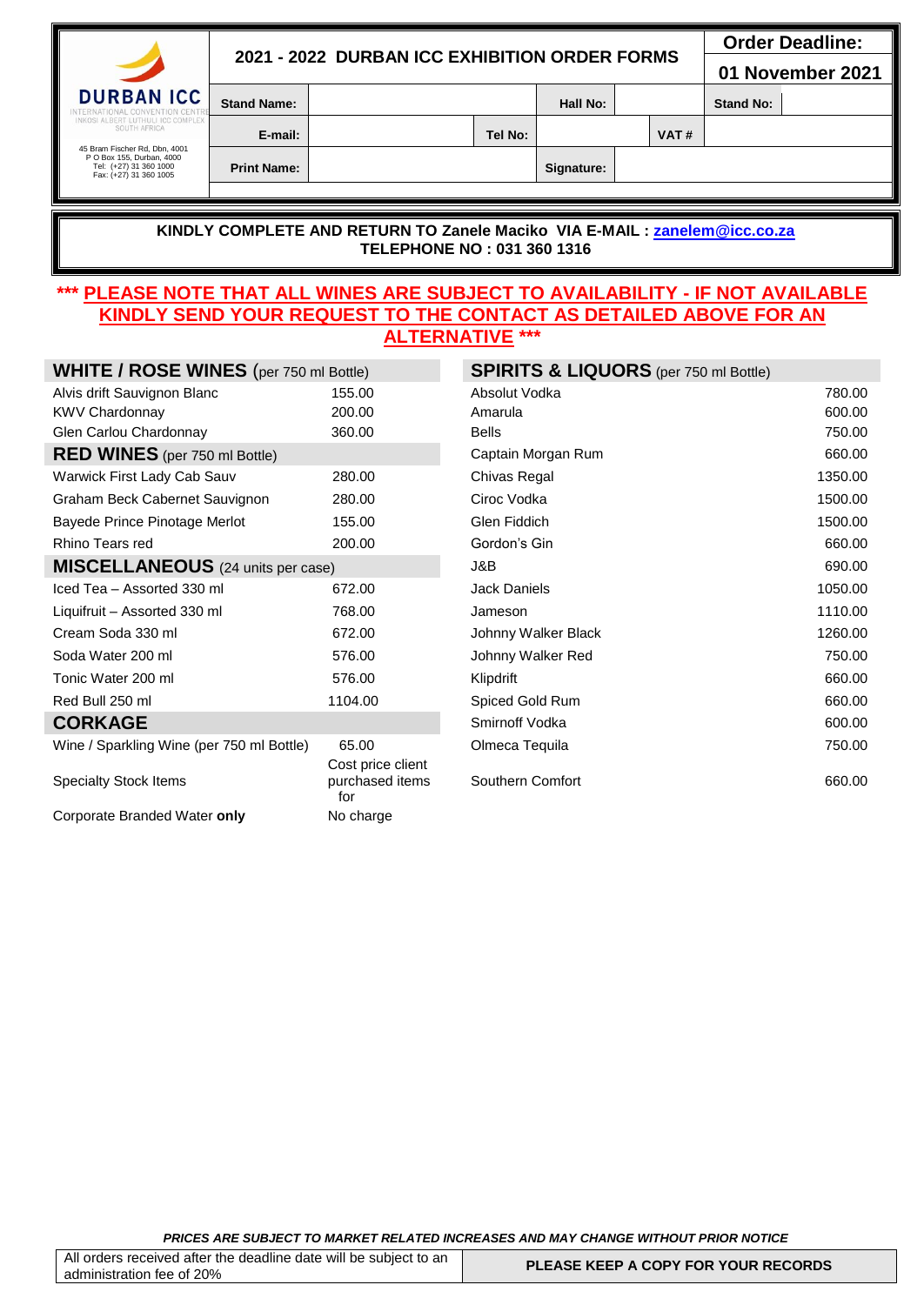| DURBAN ICC<br>INTERNATIONAL CONVENTION CENTRE<br>INKOSI ALBERT LUTHULI ICC COMPLEX<br>SOUTH AFRICA<br>45 Bram Fischer Rd, Dbn, 4001<br>P O Box 155, Durban, 4000<br>Tel: (+27) 31 360 1000<br>Fax: (+27) 31 360 1005 | **2021 - 2022 DURBAN ICC EXHIBITION ORDER FORMS** | | | | | **Order Deadline:**<br>**01 November 2021** | |
|---|---|---|---|---|---|---|---|
| | **Stand Name:** | | | **Hall No:** | | **Stand No:** | |
| | **E-mail:** | | **Tel No:** | | **VAT #** | | |
| | **Print Name:** | | | **Signature:** | | | |

**KINDLY COMPLETE AND RETURN TO Zanele Maciko VIA E-MAIL : zanelem@icc.co.za**
**TELEPHONE NO : 031 360 1316**

**\*\*\* PLEASE NOTE THAT ALL WINES ARE SUBJECT TO AVAILABILITY - IF NOT AVAILABLE KINDLY SEND YOUR REQUEST TO THE CONTACT AS DETAILED ABOVE FOR AN ALTERNATIVE \*\*\***

| **WHITE / ROSE WINES** (per 750 ml Bottle) | |
|---|---|
| Alvis drift Sauvignon Blanc | 155.00 |
| KWV Chardonnay | 200.00 |
| Glen Carlou Chardonnay | 360.00 |
| **RED WINES** (per 750 ml Bottle) | |
| Warwick First Lady Cab Sauv | 280.00 |
| Graham Beck Cabernet Sauvignon | 280.00 |
| Bayede Prince Pinotage Merlot | 155.00 |
| Rhino Tears red | 200.00 |
| **MISCELLANEOUS** (24 units per case) | |
| Iced Tea – Assorted 330 ml | 672.00 |
| Liquifruit – Assorted 330 ml | 768.00 |
| Cream Soda 330 ml | 672.00 |
| Soda Water 200 ml | 576.00 |
| Tonic Water 200 ml | 576.00 |
| Red Bull 250 ml | 1104.00 |
| **CORKAGE** | |
| Wine / Sparkling Wine (per 750 ml Bottle) | 65.00 |
| Specialty Stock Items | Cost price client purchased items for |
| Corporate Branded Water **only** | No charge |

| **SPIRITS & LIQUORS** (per 750 ml Bottle) | |
|---|---|
| Absolut Vodka | 780.00 |
| Amarula | 600.00 |
| Bells | 750.00 |
| Captain Morgan Rum | 660.00 |
| Chivas Regal | 1350.00 |
| Ciroc Vodka | 1500.00 |
| Glen Fiddich | 1500.00 |
| Gordon's Gin | 660.00 |
| J&B | 690.00 |
| Jack Daniels | 1050.00 |
| Jameson | 1110.00 |
| Johnny Walker Black | 1260.00 |
| Johnny Walker Red | 750.00 |
| Klipdrift | 660.00 |
| Spiced Gold Rum | 660.00 |
| Smirnoff Vodka | 600.00 |
| Olmeca Tequila | 750.00 |
| Southern Comfort | 660.00 |

***PRICES ARE SUBJECT TO MARKET RELATED INCREASES AND MAY CHANGE WITHOUT PRIOR NOTICE***

| All orders received after the deadline date will be subject to an administration fee of 20% | **PLEASE KEEP A COPY FOR YOUR RECORDS** |
|---|---|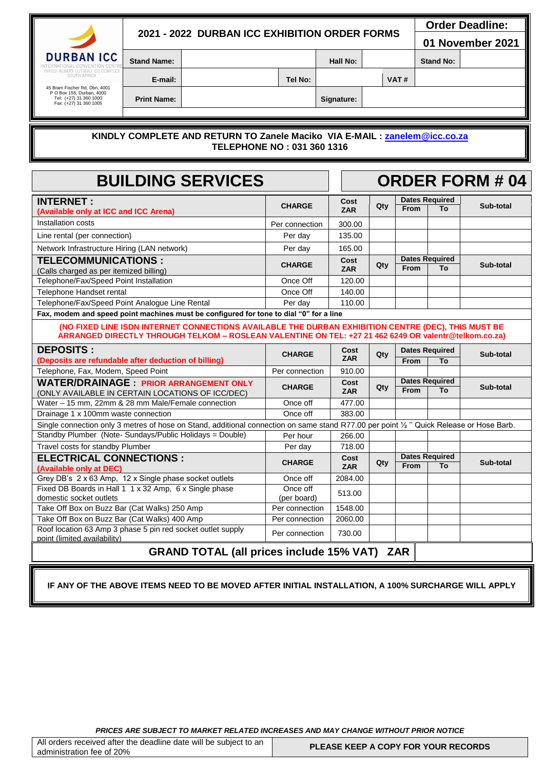**DURBAN ICC**
INTERNATIONAL CONVENTION CENTRE
INKOSI ALBERT LUTHULI ICC COMPLEX
SOUTH AFRICA

45 Bram Fischer Rd, Dbn, 4001
P O Box 155, Durban, 4000
Tel: (+27) 31 360 1000
Fax: (+27) 31 360 1005

## 2021 - 2022 DURBAN ICC EXHIBITION ORDER FORMS

**Order Deadline: 01 November 2021**

| Stand Name: | | Hall No: | | Stand No: | |
|---|---|---|---|---|---|
| E-mail: | | Tel No: | | VAT # | |
| Print Name: | | Signature: | | | |

**KINDLY COMPLETE AND RETURN TO Zanele Maciko VIA E-MAIL : zanelem@icc.co.za**
**TELEPHONE NO : 031 360 1316**

# BUILDING SERVICES — ORDER FORM # 04

| INTERNET : (Available only at ICC and ICC Arena) | CHARGE | Cost ZAR | Qty | Dates Required From | To | Sub-total |
|---|---|---|---|---|---|---|
| Installation costs | Per connection | 300.00 | | | | |
| Line rental (per connection) | Per day | 135.00 | | | | |
| Network Infrastructure Hiring (LAN network) | Per day | 165.00 | | | | |
| **TELECOMMUNICATIONS :** (Calls charged as per itemized billing) | **CHARGE** | **Cost ZAR** | **Qty** | **Dates Required From** | **To** | **Sub-total** |
| Telephone/Fax/Speed Point Installation | Once Off | 120.00 | | | | |
| Telephone Handset rental | Once Off | 140.00 | | | | |
| Telephone/Fax/Speed Point Analogue Line Rental | Per day | 110.00 | | | | |
| **Fax, modem and speed point machines must be configured for tone to dial "0" for a line** | | | | | | |
| **(NO FIXED LINE ISDN INTERNET CONNECTIONS AVAILABLE THE DURBAN EXHIBITION CENTRE (DEC), THIS MUST BE ARRANGED DIRECTLY THROUGH TELKOM – ROSLEAN VALENTINE ON TEL: +27 21 462 6249 OR valentr@telkom.co.za)** | | | | | | |
| **DEPOSITS :** (Deposits are refundable after deduction of billing) | **CHARGE** | **Cost ZAR** | **Qty** | **Dates Required From** | **To** | **Sub-total** |
| Telephone, Fax, Modem, Speed Point | Per connection | 910.00 | | | | |
| **WATER/DRAINAGE : PRIOR ARRANGEMENT ONLY** (ONLY AVAILABLE IN CERTAIN LOCATIONS OF ICC/DEC) | **CHARGE** | **Cost ZAR** | **Qty** | **Dates Required From** | **To** | **Sub-total** |
| Water – 15 mm, 22mm & 28 mm Male/Female connection | Once off | 477.00 | | | | |
| Drainage 1 x 100mm waste connection | Once off | 383.00 | | | | |
| Single connection only 3 metres of hose on Stand, additional connection on same stand R77.00 per point ½ " Quick Release or Hose Barb. | | | | | | |
| Standby Plumber (Note- Sundays/Public Holidays = Double) | Per hour | 266.00 | | | | |
| Travel costs for standby Plumber | Per day | 718.00 | | | | |
| **ELECTRICAL CONNECTIONS :** (Available only at DEC) | **CHARGE** | **Cost ZAR** | **Qty** | **Dates Required From** | **To** | **Sub-total** |
| Grey DB's 2 x 63 Amp, 12 x Single phase socket outlets | Once off | 2084.00 | | | | |
| Fixed DB Boards in Hall 1 1 x 32 Amp, 6 x Single phase domestic socket outlets | Once off (per board) | 513.00 | | | | |
| Take Off Box on Buzz Bar (Cat Walks) 250 Amp | Per connection | 1548.00 | | | | |
| Take Off Box on Buzz Bar (Cat Walks) 400 Amp | Per connection | 2060.00 | | | | |
| Roof location 63 Amp 3 phase 5 pin red socket outlet supply point (limited availability) | Per connection | 730.00 | | | | |
| **GRAND TOTAL (all prices include 15% VAT) ZAR** | | | | | | |

**IF ANY OF THE ABOVE ITEMS NEED TO BE MOVED AFTER INITIAL INSTALLATION, A 100% SURCHARGE WILL APPLY**

***PRICES ARE SUBJECT TO MARKET RELATED INCREASES AND MAY CHANGE WITHOUT PRIOR NOTICE***

All orders received after the deadline date will be subject to an administration fee of 20%

**PLEASE KEEP A COPY FOR YOUR RECORDS**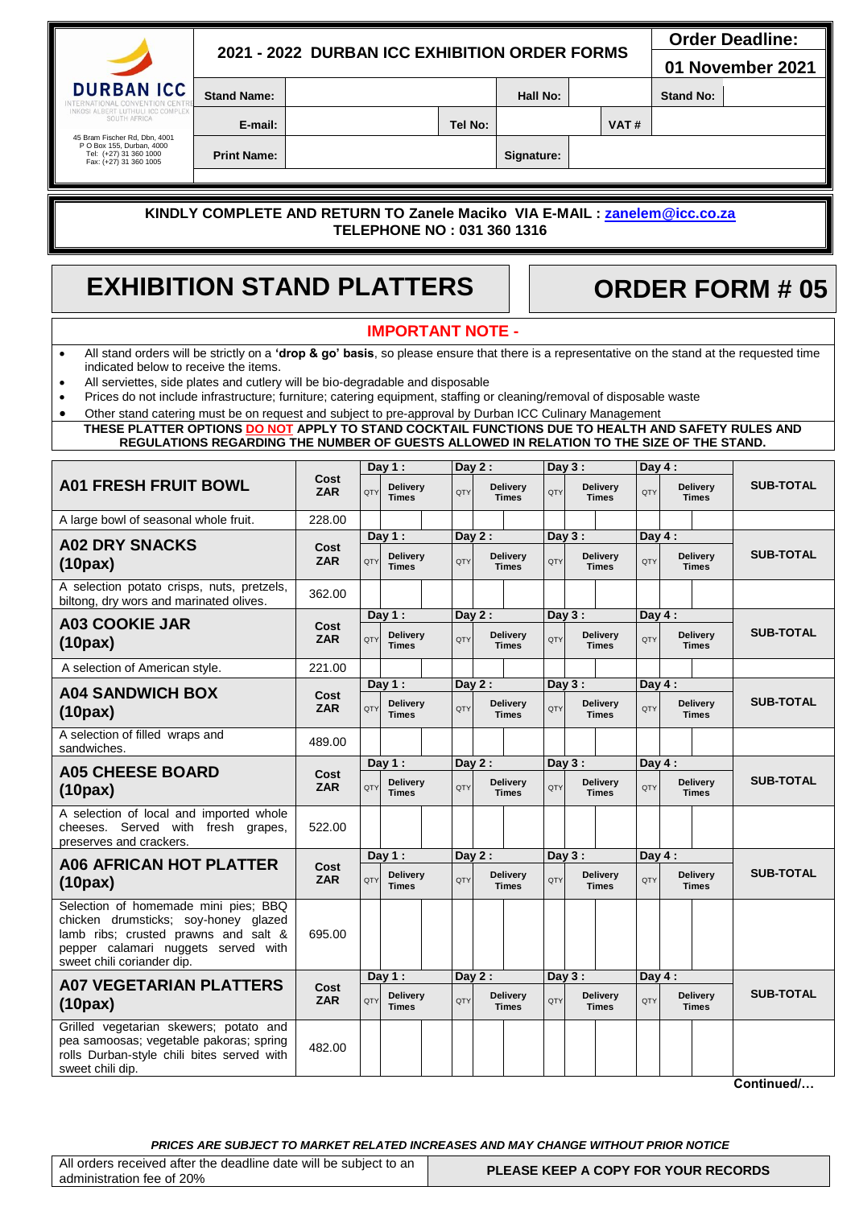| DURBAN ICC<br>INTERNATIONAL CONVENTION CENTRE<br>INKOSI ALBERT LUTHULI ICC COMPLEX<br>SOUTH AFRICA<br>45 Bram Fischer Rd, Dbn, 4001<br>P O Box 155, Durban, 4000<br>Tel: (+27) 31 360 1000<br>Fax: (+27) 31 360 1005 | **2021 - 2022 DURBAN ICC EXHIBITION ORDER FORMS** | | | | | **Order Deadline:**<br>**01 November 2021** |
|---|---|---|---|---|---|---|
| | **Stand Name:** | | **Hall No:** | | | **Stand No:** |
| | **E-mail:** | | **Tel No:** | | **VAT #** | |
| | **Print Name:** | | **Signature:** | | | |

**KINDLY COMPLETE AND RETURN TO Zanele Maciko VIA E-MAIL : zanelem@icc.co.za**
**TELEPHONE NO : 031 360 1316**

# EXHIBITION STAND PLATTERS

# ORDER FORM # 05

## IMPORTANT NOTE -

- All stand orders will be strictly on a **'drop & go' basis**, so please ensure that there is a representative on the stand at the requested time indicated below to receive the items.
- All serviettes, side plates and cutlery will be bio-degradable and disposable
- Prices do not include infrastructure; furniture; catering equipment, staffing or cleaning/removal of disposable waste
- Other stand catering must be on request and subject to pre-approval by Durban ICC Culinary Management

**THESE PLATTER OPTIONS DO NOT APPLY TO STAND COCKTAIL FUNCTIONS DUE TO HEALTH AND SAFETY RULES AND REGULATIONS REGARDING THE NUMBER OF GUESTS ALLOWED IN RELATION TO THE SIZE OF THE STAND.**

| Item | Cost ZAR | Day 1: QTY | Day 1: Delivery Times | Day 2: QTY | Day 2: Delivery Times | Day 3: QTY | Day 3: Delivery Times | Day 4: QTY | Day 4: Delivery Times | SUB-TOTAL |
|---|---|---|---|---|---|---|---|---|---|---|
| **A01 FRESH FRUIT BOWL**<br>A large bowl of seasonal whole fruit. | 228.00 | | | | | | | | | |
| **A02 DRY SNACKS (10pax)**<br>A selection potato crisps, nuts, pretzels, biltong, dry wors and marinated olives. | 362.00 | | | | | | | | | |
| **A03 COOKIE JAR (10pax)**<br>A selection of American style. | 221.00 | | | | | | | | | |
| **A04 SANDWICH BOX (10pax)**<br>A selection of filled wraps and sandwiches. | 489.00 | | | | | | | | | |
| **A05 CHEESE BOARD (10pax)**<br>A selection of local and imported whole cheeses. Served with fresh grapes, preserves and crackers. | 522.00 | | | | | | | | | |
| **A06 AFRICAN HOT PLATTER (10pax)**<br>Selection of homemade mini pies; BBQ chicken drumsticks; soy-honey glazed lamb ribs; crusted prawns and salt & pepper calamari nuggets served with sweet chili coriander dip. | 695.00 | | | | | | | | | |
| **A07 VEGETARIAN PLATTERS (10pax)**<br>Grilled vegetarian skewers; potato and pea samoosas; vegetable pakoras; spring rolls Durban-style chili bites served with sweet chili dip. | 482.00 | | | | | | | | | |

**Continued/…**

***PRICES ARE SUBJECT TO MARKET RELATED INCREASES AND MAY CHANGE WITHOUT PRIOR NOTICE***

| All orders received after the deadline date will be subject to an administration fee of 20% | **PLEASE KEEP A COPY FOR YOUR RECORDS** |
|---|---|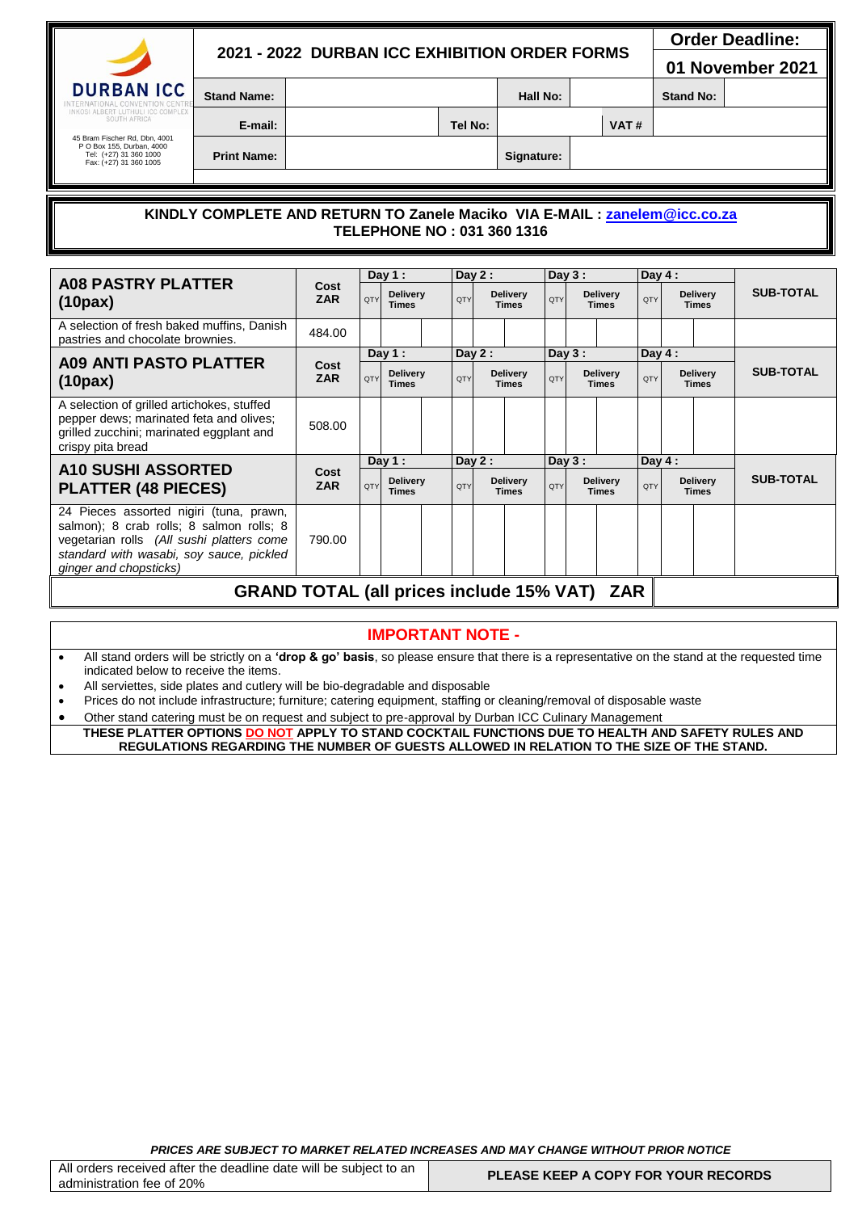| DURBAN ICC<br>INTERNATIONAL CONVENTION CENTRE<br>INKOSI ALBERT LUTHULI ICC COMPLEX<br>SOUTH AFRICA<br>45 Bram Fischer Rd, Dbn, 4001<br>P O Box 155, Durban, 4000<br>Tel: (+27) 31 360 1000<br>Fax: (+27) 31 360 1005 | **2021 - 2022 DURBAN ICC EXHIBITION ORDER FORMS** | | | | | **Order Deadline:**<br>**01 November 2021** | |
|---|---|---|---|---|---|---|---|
| | **Stand Name:** | | **Hall No:** | | | **Stand No:** | |
| | **E-mail:** | | **Tel No:** | | **VAT #** | | |
| | **Print Name:** | | **Signature:** | | | | |

**KINDLY COMPLETE AND RETURN TO Zanele Maciko VIA E-MAIL : zanelem@icc.co.za**
**TELEPHONE NO : 031 360 1316**

| **A08 PASTRY PLATTER (10pax)** | **Cost ZAR** | **Day 1 :** QTY | Delivery Times | | **Day 2 :** QTY | Delivery Times | | **Day 3 :** QTY | Delivery Times | | **Day 4 :** QTY | Delivery Times | | **SUB-TOTAL** |
|---|---|---|---|---|---|---|---|---|---|---|---|---|---|---|
| A selection of fresh baked muffins, Danish pastries and chocolate brownies. | 484.00 | | | | | | | | | | | | | |
| **A09 ANTI PASTO PLATTER (10pax)** | **Cost ZAR** | **Day 1 :** QTY | Delivery Times | | **Day 2 :** QTY | Delivery Times | | **Day 3 :** QTY | Delivery Times | | **Day 4 :** QTY | Delivery Times | | **SUB-TOTAL** |
| A selection of grilled artichokes, stuffed pepper dews; marinated feta and olives; grilled zucchini; marinated eggplant and crispy pita bread | 508.00 | | | | | | | | | | | | | |
| **A10 SUSHI ASSORTED PLATTER (48 PIECES)** | **Cost ZAR** | **Day 1 :** QTY | Delivery Times | | **Day 2 :** QTY | Delivery Times | | **Day 3 :** QTY | Delivery Times | | **Day 4 :** QTY | Delivery Times | | **SUB-TOTAL** |
| 24 Pieces assorted nigiri (tuna, prawn, salmon); 8 crab rolls; 8 salmon rolls; 8 vegetarian rolls *(All sushi platters come standard with wasabi, soy sauce, pickled ginger and chopsticks)* | 790.00 | | | | | | | | | | | | | |

**GRAND TOTAL (all prices include 15% VAT) ZAR**

## IMPORTANT NOTE -

- All stand orders will be strictly on a **'drop & go' basis**, so please ensure that there is a representative on the stand at the requested time indicated below to receive the items.
- All serviettes, side plates and cutlery will be bio-degradable and disposable
- Prices do not include infrastructure; furniture; catering equipment, staffing or cleaning/removal of disposable waste
- Other stand catering must be on request and subject to pre-approval by Durban ICC Culinary Management

**THESE PLATTER OPTIONS DO NOT APPLY TO STAND COCKTAIL FUNCTIONS DUE TO HEALTH AND SAFETY RULES AND REGULATIONS REGARDING THE NUMBER OF GUESTS ALLOWED IN RELATION TO THE SIZE OF THE STAND.**

***PRICES ARE SUBJECT TO MARKET RELATED INCREASES AND MAY CHANGE WITHOUT PRIOR NOTICE***

| All orders received after the deadline date will be subject to an administration fee of 20% | **PLEASE KEEP A COPY FOR YOUR RECORDS** |
|---|---|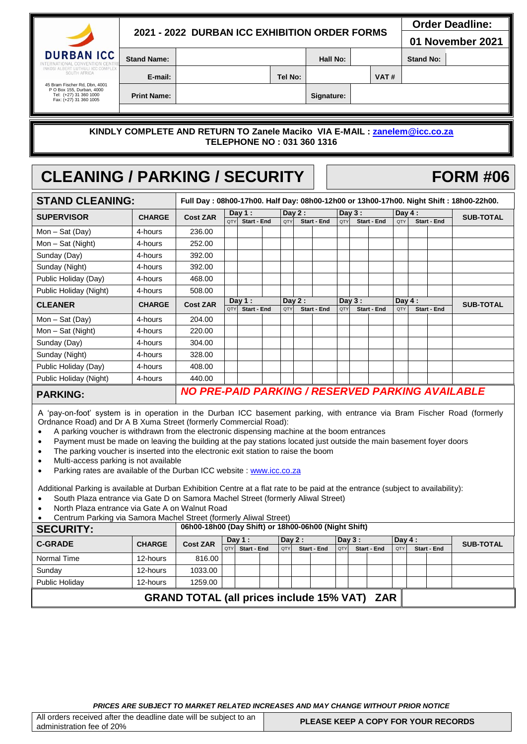| DURBAN ICC<br>INTERNATIONAL CONVENTION CENTRE<br>INKOSI ALBERT LUTHULI ICC COMPLEX<br>SOUTH AFRICA<br>45 Bram Fischer Rd, Dbn, 4001<br>P O Box 155, Durban, 4000<br>Tel: (+27) 31 360 1000<br>Fax: (+27) 31 360 1005 | **2021 - 2022 DURBAN ICC EXHIBITION ORDER FORMS** | | | | | **Order Deadline:** 01 November 2021 |
|---|---|---|---|---|---|---|
| | **Stand Name:** | | **Hall No:** | | | **Stand No:** |
| | **E-mail:** | | **Tel No:** | | **VAT #** | |
| | **Print Name:** | | **Signature:** | | | |

**KINDLY COMPLETE AND RETURN TO Zanele Maciko VIA E-MAIL : zanelem@icc.co.za**
**TELEPHONE NO : 031 360 1316**

# CLEANING / PARKING / SECURITY

# FORM #06

## STAND CLEANING:

**Full Day : 08h00-17h00. Half Day: 08h00-12h00 or 13h00-17h00. Night Shift : 18h00-22h00.**

| SUPERVISOR | CHARGE | Cost ZAR | Day 1 : QTY | Day 1 : Start - End | Day 2 : QTY | Day 2 : Start - End | Day 3 : QTY | Day 3 : Start - End | Day 4 : QTY | Day 4 : Start - End | SUB-TOTAL |
|---|---|---|---|---|---|---|---|---|---|---|---|
| Mon – Sat (Day) | 4-hours | 236.00 | | | | | | | | | |
| Mon – Sat (Night) | 4-hours | 252.00 | | | | | | | | | |
| Sunday (Day) | 4-hours | 392.00 | | | | | | | | | |
| Sunday (Night) | 4-hours | 392.00 | | | | | | | | | |
| Public Holiday (Day) | 4-hours | 468.00 | | | | | | | | | |
| Public Holiday (Night) | 4-hours | 508.00 | | | | | | | | | |
| **CLEANER** | **CHARGE** | **Cost ZAR** | **Day 1 : QTY** | **Start - End** | **Day 2 : QTY** | **Start - End** | **Day 3 : QTY** | **Start - End** | **Day 4 : QTY** | **Start - End** | **SUB-TOTAL** |
| Mon – Sat (Day) | 4-hours | 204.00 | | | | | | | | | |
| Mon – Sat (Night) | 4-hours | 220.00 | | | | | | | | | |
| Sunday (Day) | 4-hours | 304.00 | | | | | | | | | |
| Sunday (Night) | 4-hours | 328.00 | | | | | | | | | |
| Public Holiday (Day) | 4-hours | 408.00 | | | | | | | | | |
| Public Holiday (Night) | 4-hours | 440.00 | | | | | | | | | |

## PARKING:

***NO PRE-PAID PARKING / RESERVED PARKING AVAILABLE***

A 'pay-on-foot' system is in operation in the Durban ICC basement parking, with entrance via Bram Fischer Road (formerly Ordnance Road) and Dr A B Xuma Street (formerly Commercial Road):

- A parking voucher is withdrawn from the electronic dispensing machine at the boom entrances
- Payment must be made on leaving the building at the pay stations located just outside the main basement foyer doors
- The parking voucher is inserted into the electronic exit station to raise the boom
- Multi-access parking is not available
- Parking rates are available of the Durban ICC website : www.icc.co.za

Additional Parking is available at Durban Exhibition Centre at a flat rate to be paid at the entrance (subject to availability):

- South Plaza entrance via Gate D on Samora Machel Street (formerly Aliwal Street)
- North Plaza entrance via Gate A on Walnut Road
- Centrum Parking via Samora Machel Street (formerly Aliwal Street)

## SECURITY:

**06h00-18h00 (Day Shift) or 18h00-06h00 (Night Shift)**

| C-GRADE | CHARGE | Cost ZAR | Day 1 : QTY | Day 1 : Start - End | Day 2 : QTY | Day 2 : Start - End | Day 3 : QTY | Day 3 : Start - End | Day 4 : QTY | Day 4 : Start - End | SUB-TOTAL |
|---|---|---|---|---|---|---|---|---|---|---|---|
| Normal Time | 12-hours | 816.00 | | | | | | | | | |
| Sunday | 12-hours | 1033.00 | | | | | | | | | |
| Public Holiday | 12-hours | 1259.00 | | | | | | | | | |

**GRAND TOTAL (all prices include 15% VAT) ZAR**

***PRICES ARE SUBJECT TO MARKET RELATED INCREASES AND MAY CHANGE WITHOUT PRIOR NOTICE***

| All orders received after the deadline date will be subject to an administration fee of 20% | **PLEASE KEEP A COPY FOR YOUR RECORDS** |
|---|---|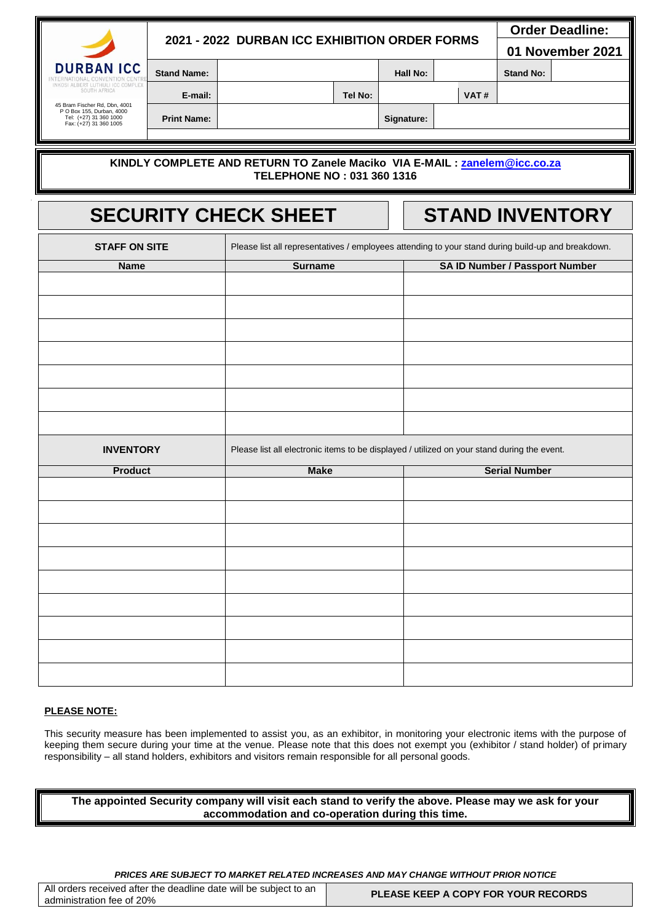| DURBAN ICC<br>INTERNATIONAL CONVENTION CENTRE<br>INKOSI ALBERT LUTHULI ICC COMPLEX<br>SOUTH AFRICA<br>45 Bram Fischer Rd, Dbn, 4001<br>P O Box 155, Durban, 4000<br>Tel: (+27) 31 360 1000<br>Fax: (+27) 31 360 1005 | **2021 - 2022 DURBAN ICC EXHIBITION ORDER FORMS** | | | | | | **Order Deadline:**<br>**01 November 2021** |
|---|---|---|---|---|---|---|---|
| | **Stand Name:** | | | **Hall No:** | | **Stand No:** | |
| | **E-mail:** | | **Tel No:** | | **VAT #** | | |
| | **Print Name:** | | | **Signature:** | | | |

**KINDLY COMPLETE AND RETURN TO Zanele Maciko VIA E-MAIL : zanelem@icc.co.za**
**TELEPHONE NO : 031 360 1316**

# SECURITY CHECK SHEET — STAND INVENTORY

| **STAFF ON SITE** | Please list all representatives / employees attending to your stand during build-up and breakdown. | |
|---|---|---|
| **Name** | **Surname** | **SA ID Number / Passport Number** |
| | | |
| | | |
| | | |
| | | |
| | | |
| | | |
| | | |

| **INVENTORY** | Please list all electronic items to be displayed / utilized on your stand during the event. | |
|---|---|---|
| **Product** | **Make** | **Serial Number** |
| | | |
| | | |
| | | |
| | | |
| | | |
| | | |
| | | |
| | | |
| | | |

**PLEASE NOTE:**

This security measure has been implemented to assist you, as an exhibitor, in monitoring your electronic items with the purpose of keeping them secure during your time at the venue. Please note that this does not exempt you (exhibitor / stand holder) of primary responsibility – all stand holders, exhibitors and visitors remain responsible for all personal goods.

**The appointed Security company will visit each stand to verify the above. Please may we ask for your accommodation and co-operation during this time.**

***PRICES ARE SUBJECT TO MARKET RELATED INCREASES AND MAY CHANGE WITHOUT PRIOR NOTICE***

| All orders received after the deadline date will be subject to an administration fee of 20% | **PLEASE KEEP A COPY FOR YOUR RECORDS** |
|---|---|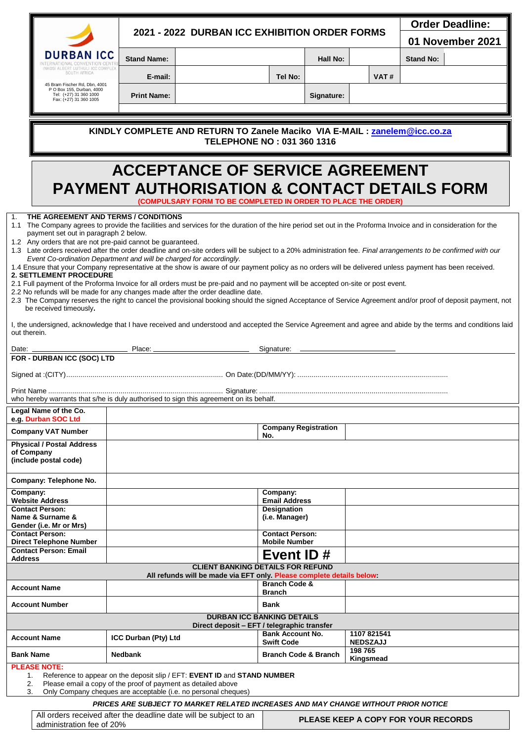| DURBAN ICC<br>INTERNATIONAL CONVENTION CENTRE<br>INKOSI ALBERT LUTHULI ICC COMPLEX<br>SOUTH AFRICA<br>45 Bram Fischer Rd, Dbn, 4001<br>P O Box 155, Durban, 4000<br>Tel: (+27) 31 360 1000<br>Fax: (+27) 31 360 1005 | **2021 - 2022 DURBAN ICC EXHIBITION ORDER FORMS** | | | | | **Order Deadline:**<br>**01 November 2021** |
|---|---|---|---|---|---|---|
| | **Stand Name:** | | | **Hall No:** | | **Stand No:** |
| | **E-mail:** | | **Tel No:** | | **VAT #** | |
| | **Print Name:** | | | **Signature:** | | |

**KINDLY COMPLETE AND RETURN TO Zanele Maciko VIA E-MAIL : zanelem@icc.co.za**
**TELEPHONE NO : 031 360 1316**

# ACCEPTANCE OF SERVICE AGREEMENT PAYMENT AUTHORISATION & CONTACT DETAILS FORM

**(COMPULSARY FORM TO BE COMPLETED IN ORDER TO PLACE THE ORDER)**

1. **THE AGREEMENT AND TERMS / CONDITIONS**

1.1 The Company agrees to provide the facilities and services for the duration of the hire period set out in the Proforma Invoice and in consideration for the payment set out in paragraph 2 below.

1.2 Any orders that are not pre-paid cannot be guaranteed.

1.3 Late orders received after the order deadline and on-site orders will be subject to a 20% administration fee. *Final arrangements to be confirmed with our Event Co-ordination Department and will be charged for accordingly.*

1.4 Ensure that your Company representative at the show is aware of our payment policy as no orders will be delivered unless payment has been received.

**2. SETTLEMENT PROCEDURE**

2.1 Full payment of the Proforma Invoice for all orders must be pre-paid and no payment will be accepted on-site or post event.

2.2 No refunds will be made for any changes made after the order deadline date.

2.3 The Company reserves the right to cancel the provisional booking should the signed Acceptance of Service Agreement and/or proof of deposit payment, not be received timeously**.**

I, the undersigned, acknowledge that I have received and understood and accepted the Service Agreement and agree and abide by the terms and conditions laid out therein.

Date: ______________________ Place: ______________________ Signature: ______________________

**FOR - DURBAN ICC (SOC) LTD**

Signed at :(CITY)........................................................................... On Date:(DD/MM/YY): ..........................................................................

Print Name ........................................................................... Signature: ..........................................................................

who hereby warrants that s/he is duly authorised to sign this agreement on its behalf.

| **Legal Name of the Co.**<br>**e.g. Durban SOC Ltd** | | | |
|---|---|---|---|
| **Company VAT Number** | | **Company Registration No.** | |
| **Physical / Postal Address of Company (include postal code)** | | | |
| **Company: Telephone No.** | | | |
| **Company: Website Address** | | **Company: Email Address** | |
| **Contact Person: Name & Surname & Gender (i.e. Mr or Mrs)** | | **Designation (i.e. Manager)** | |
| **Contact Person: Direct Telephone Number** | | **Contact Person: Mobile Number** | |
| **Contact Person: Email Address** | | **Event ID #** | |
| **CLIENT BANKING DETAILS FOR REFUND**<br>**All refunds will be made via EFT only. Please complete details below:** | | | |
| **Account Name** | | **Branch Code & Branch** | |
| **Account Number** | | **Bank** | |
| **DURBAN ICC BANKING DETAILS**<br>**Direct deposit – EFT / telegraphic transfer** | | | |
| **Account Name** | **ICC Durban (Pty) Ltd** | **Bank Account No.**<br>**Swift Code** | **1107 821541**<br>**NEDSZAJJ** |
| **Bank Name** | **Nedbank** | **Branch Code & Branch** | **198 765**<br>**Kingsmead** |

**PLEASE NOTE:**

1. Reference to appear on the deposit slip / EFT: **EVENT ID** and **STAND NUMBER**
2. Please email a copy of the proof of payment as detailed above
3. Only Company cheques are acceptable (i.e. no personal cheques)

***PRICES ARE SUBJECT TO MARKET RELATED INCREASES AND MAY CHANGE WITHOUT PRIOR NOTICE***

| All orders received after the deadline date will be subject to an administration fee of 20% | **PLEASE KEEP A COPY FOR YOUR RECORDS** |
|---|---|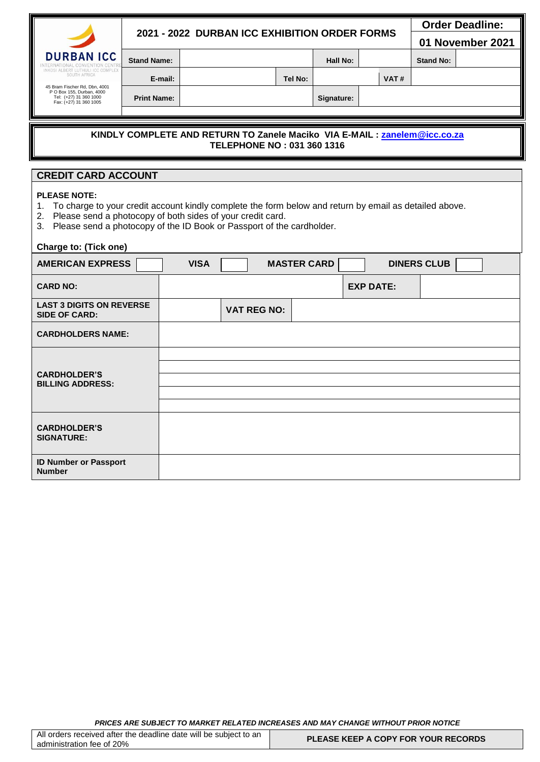| | | | | | | |
|---|---|---|---|---|---|---|
| DURBAN ICC<br>INTERNATIONAL CONVENTION CENTRE<br>INKOSI ALBERT LUTHULI ICC COMPLEX<br>SOUTH AFRICA<br>45 Bram Fischer Rd, Dbn, 4001<br>P O Box 155, Durban, 4000<br>Tel: (+27) 31 360 1000<br>Fax: (+27) 31 360 1005 | **2021 - 2022 DURBAN ICC EXHIBITION ORDER FORMS** | | | | **Order Deadline:**<br>**01 November 2021** | |
| | **Stand Name:** | | **Hall No:** | | **Stand No:** | |
| | **E-mail:** | | **Tel No:** | | **VAT #** | |
| | **Print Name:** | | **Signature:** | | | |

**KINDLY COMPLETE AND RETURN TO Zanele Maciko VIA E-MAIL : zanelem@icc.co.za**
**TELEPHONE NO : 031 360 1316**

## CREDIT CARD ACCOUNT

**PLEASE NOTE:**

1. To charge to your credit account kindly complete the form below and return by email as detailed above.
2. Please send a photocopy of both sides of your credit card.
3. Please send a photocopy of the ID Book or Passport of the cardholder.

**Charge to: (Tick one)**

| **AMERICAN EXPRESS** ☐ | **VISA** ☐ | **MASTER CARD** ☐ | **DINERS CLUB** ☐ |
|---|---|---|---|

| | | | |
|---|---|---|---|
| **CARD NO:** | | **EXP DATE:** | |
| **LAST 3 DIGITS ON REVERSE SIDE OF CARD:** | | **VAT REG NO:** | |
| **CARDHOLDERS NAME:** | | | |
| **CARDHOLDER'S BILLING ADDRESS:** | | | |
| **CARDHOLDER'S SIGNATURE:** | | | |
| **ID Number or Passport Number** | | | |

***PRICES ARE SUBJECT TO MARKET RELATED INCREASES AND MAY CHANGE WITHOUT PRIOR NOTICE***

| | |
|---|---|
| All orders received after the deadline date will be subject to an administration fee of 20% | **PLEASE KEEP A COPY FOR YOUR RECORDS** |